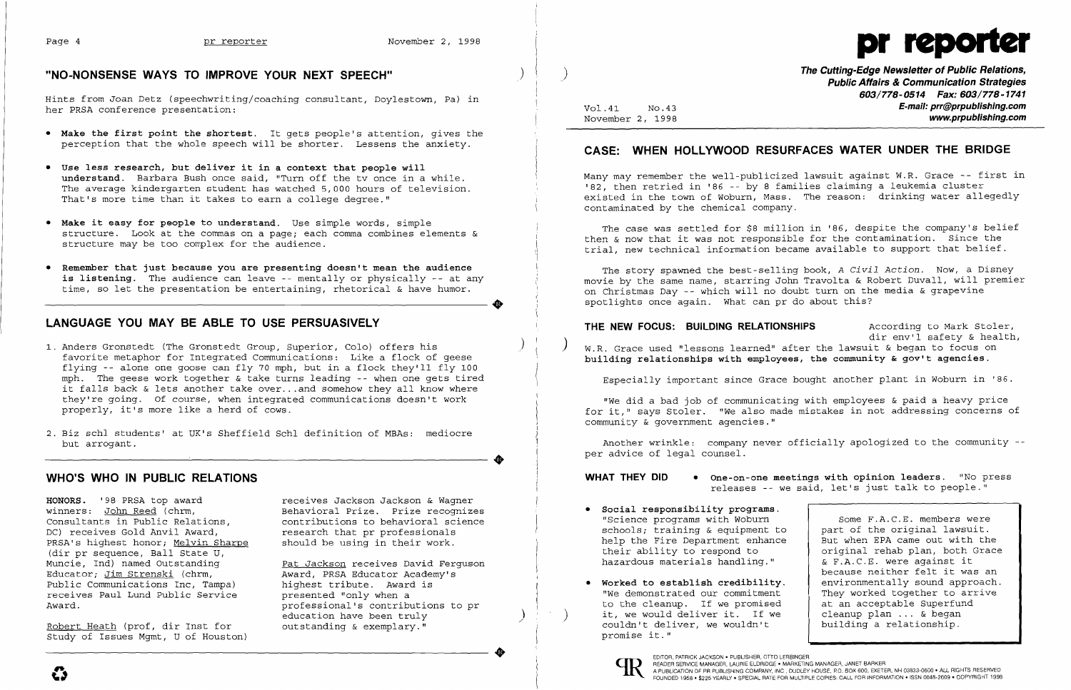## "NO-NONSENSE WAYS TO IMPROVE YOUR NEXT SPEECH"

Hints from Joan Detz (speechwriting/coaching consultant, Doylestown, Pa) in her PRSA conference presentation:

- **Make the first point the shortest.** It gets people's attention, gives the perception that the whole speech will be shorter. Lessens the anxiety.
- **Use less research, but deliver it in a context that people will understand.** Barbara Bush once said, "Turn off the tv once in a while. The average kindergarten student has watched 5,000 hours of television. That's more time than it takes to earn a college degree."
- **Make it easy for people to understand.** Use simple words, simple structure. Look at the commas on a page; each comma combines elements & structure may be too complex for the audience.
- **Remember that just because you are presenting doesn't mean the audience is listening.** The audience can leave -- mentally or physically -- at any time, so let the presentation be entertaining, rhetorical & have humor.

## LANGUAGE YOU MAY BE ABLE TO USE PERSUASIVELY

1. Anders Gronstedt (The Gronstedt Group, Superior, Colo) offers his favorite metaphor for Integrated Communications: Like a flock of geese flying -- alone one goose can fly 70 mph, but in a flock they'll fly 100 mph. The geese work together & take turns leading -- when one gets tired it falls back & lets another take over...and somehow they all know where they're going. Of course, when integrated communications doesn't work properly, it's more like a herd of cows.
2. Biz schl students' at UK's Sheffield Schl definition of MBAs: mediocre but arrogant.

## WHO'S WHO IN PUBLIC RELATIONS

**HONORS.** '98 PRSA top award winners: John Reed (chrm, Consultants in Public Relations, DC) receives Gold Anvil Award, PRSA's highest honor; Melvin Sharpe (dir pr sequence, Ball State U, Muncie, Ind) named Outstanding Educator; Jim Strenski (chrm, Public Communications Inc, Tampa) receives Paul Lund Public Service Award.

Robert Heath (prof, dir Inst for Study of Issues Mgmt, U of Houston) receives Jackson Jackson & Wagner Behavioral Prize. Prize recognizes contributions to behavioral science research that pr professionals should be using in their work.

Pat Jackson receives David Ferguson Award, PRSA Educator Academy's highest tribute. Award is presented "only when a professional's contributions to pr education have been truly outstanding & exemplary."

# pr reporter

**The Cutting-Edge Newsletter of Public Relations, Public Affairs & Communication Strategies**
**603/778-0514 Fax: 603/778-1741**
**E-mail: prr@prpublishing.com**
**www.prpublishing.com**

Vol.41 No.43
November 2, 1998

## CASE: WHEN HOLLYWOOD RESURFACES WATER UNDER THE BRIDGE

Many may remember the well-publicized lawsuit against W.R. Grace -- first in '82, then retried in '86 -- by 8 families claiming a leukemia cluster existed in the town of Woburn, Mass. The reason: drinking water allegedly contaminated by the chemical company.

The case was settled for $8 million in '86, despite the company's belief then & now that it was not responsible for the contamination. Since the trial, new technical information became available to support that belief.

The story spawned the best-selling book, *A Civil Action*. Now, a Disney movie by the same name, starring John Travolta & Robert Duvall, will premier on Christmas Day -- which will no doubt turn on the media & grapevine spotlights once again. What can pr do about this?

**THE NEW FOCUS: BUILDING RELATIONSHIPS** According to Mark Stoler, dir env'l safety & health, W.R. Grace used "lessons learned" after the lawsuit & began to focus on **building relationships with employees, the community & gov't agencies.**

Especially important since Grace bought another plant in Woburn in '86.

"We did a bad job of communicating with employees & paid a heavy price for it," says Stoler. "We also made mistakes in not addressing concerns of community & government agencies."

Another wrinkle: company never officially apologized to the community -- per advice of legal counsel.

**WHAT THEY DID**

- **One-on-one meetings with opinion leaders.** "No press releases -- we said, let's just talk to people."
- **Social responsibility programs.** "Science programs with Woburn schools; training & equipment to help the Fire Department enhance their ability to respond to hazardous materials handling."
- **Worked to establish credibility.** "We demonstrated our commitment to the cleanup. If we promised it, we would deliver it. If we couldn't deliver, we wouldn't promise it."

> Some F.A.C.E. members were part of the original lawsuit. But when EPA came out with the original rehab plan, both Grace & F.A.C.E. were against it because neither felt it was an environmentally sound approach. They worked together to arrive at an acceptable Superfund cleanup plan ... & began building a relationship.

EDITOR, PATRICK JACKSON • PUBLISHER, OTTO LERBINGER
READER SERVICE MANAGER, LAURIE ELDRIDGE • MARKETING MANAGER, JANET BARKER
A PUBLICATION OF PR PUBLISHING COMPANY, INC., DUDLEY HOUSE, P.O. BOX 600, EXETER, NH 03833-0600 • ALL RIGHTS RESERVED
FOUNDED 1958 • $225 YEARLY • SPECIAL RATE FOR MULTIPLE COPIES: CALL FOR INFORMATION • ISSN 0048-2609 • COPYRIGHT 1998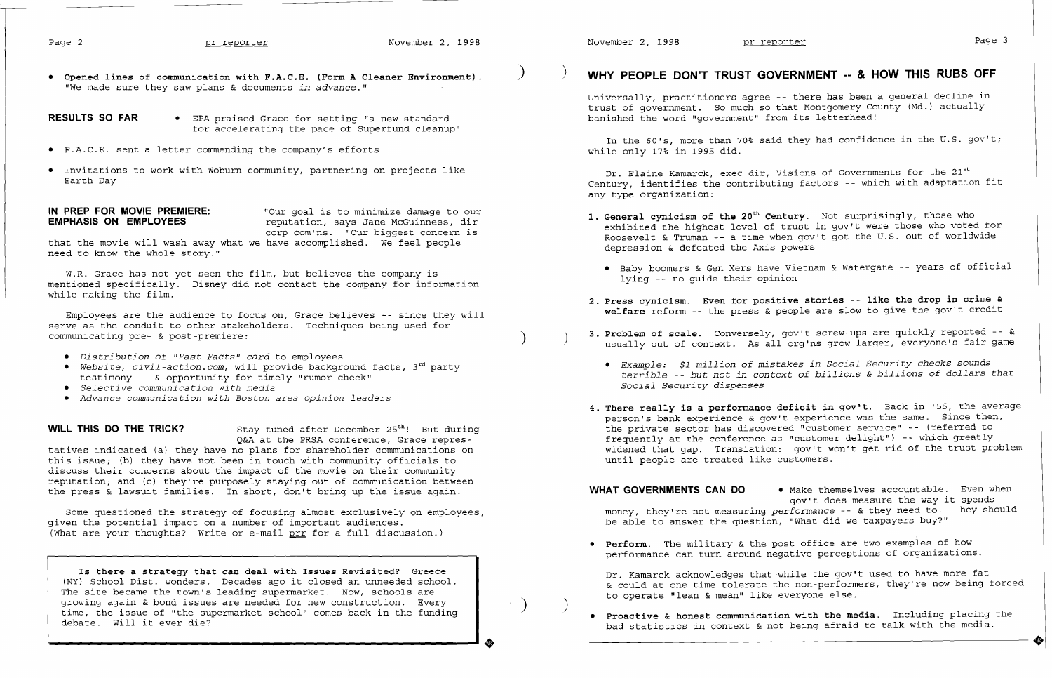- **Opened lines of communication with F.A.C.E. (Form A Cleaner Environment).** "We made sure they saw plans & documents *in advance*."

**RESULTS SO FAR**

- EPA praised Grace for setting "a new standard for accelerating the pace of Superfund cleanup"
- F.A.C.E. sent a letter commending the company's efforts
- Invitations to work with Woburn community, partnering on projects like Earth Day

**IN PREP FOR MOVIE PREMIERE: EMPHASIS ON EMPLOYEES**

"Our goal is to minimize damage to our reputation, says Jane McGuinness, dir corp com'ns. "Our biggest concern is that the movie will wash away what we have accomplished. We feel people need to know the whole story."

W.R. Grace has not yet seen the film, but believes the company is mentioned specifically. Disney did not contact the company for information while making the film.

Employees are the audience to focus on, Grace believes -- since they will serve as the conduit to other stakeholders. Techniques being used for communicating pre- & post-premiere:

- *Distribution of "Fast Facts" card* to employees
- *Website, civil-action.com,* will provide background facts, 3rd party testimony -- & opportunity for timely "rumor check"
- *Selective communication with media*
- *Advance communication with Boston area opinion leaders*

**WILL THIS DO THE TRICK?**

Stay tuned after December 25th! But during Q&A at the PRSA conference, Grace representatives indicated (a) they have no plans for shareholder communications on this issue; (b) they have not been in touch with community officials to discuss their concerns about the impact of the movie on their community reputation; and (c) they're purposely staying out of communication between the press & lawsuit families. In short, don't bring up the issue again.

Some questioned the strategy of focusing almost exclusively on employees, given the potential impact on a number of important audiences. (What are your thoughts? Write or e-mail prr for a full discussion.)

> **Is there a strategy that *can* deal with Issues Revisited?** Greece (NY) School Dist. wonders. Decades ago it closed an unneeded school. The site became the town's leading supermarket. Now, schools are growing again & bond issues are needed for new construction. Every time, the issue of "the supermarket school" comes back in the funding debate. Will it ever die?

## WHY PEOPLE DON'T TRUST GOVERNMENT -- & HOW THIS RUBS OFF

Universally, practitioners agree -- there has been a general decline in trust of government. So much so that Montgomery County (Md.) actually banished the word "government" from its letterhead!

In the 60's, more than 70% said they had confidence in the U.S. gov't; while only 17% in 1995 did.

Dr. Elaine Kamarck, exec dir, Visions of Governments for the 21st Century, identifies the contributing factors -- which with adaptation fit any type organization:

1. **General cynicism of the 20th Century.** Not surprisingly, those who exhibited the highest level of trust in gov't were those who voted for Roosevelt & Truman -- a time when gov't got the U.S. out of worldwide depression & defeated the Axis powers
   - Baby boomers & Gen Xers have Vietnam & Watergate -- years of official lying -- to guide their opinion
2. **Press cynicism. Even for positive stories -- like the drop in crime & welfare** reform -- the press & people are slow to give the gov't credit
3. **Problem of scale.** Conversely, gov't screw-ups are quickly reported -- & usually out of context. As all org'ns grow larger, everyone's fair game
   - *Example: $1 million of mistakes in Social Security checks sounds terrible -- but not in context of billions & billions of dollars that Social Security dispenses*
4. **There really is a performance deficit in gov't.** Back in '55, the average person's bank experience & gov't experience was the same. Since then, the private sector has discovered "customer service" -- (referred to frequently at the conference as "customer delight") -- which greatly widened that gap. Translation: gov't won't get rid of the trust problem until people are treated like customers.

**WHAT GOVERNMENTS CAN DO**

- Make themselves accountable. Even when gov't does measure the way it spends money, they're not measuring *performance* -- & they need to. They should be able to answer the question, "What did we taxpayers buy?"
- **Perform.** The military & the post office are two examples of how performance can turn around negative perceptions of organizations.

  Dr. Kamarck acknowledges that while the gov't used to have more fat & could at one time tolerate the non-performers, they're now being forced to operate "lean & mean" like everyone else.
- **Proactive & honest communication with the media.** Including placing the bad statistics in context & not being afraid to talk with the media.